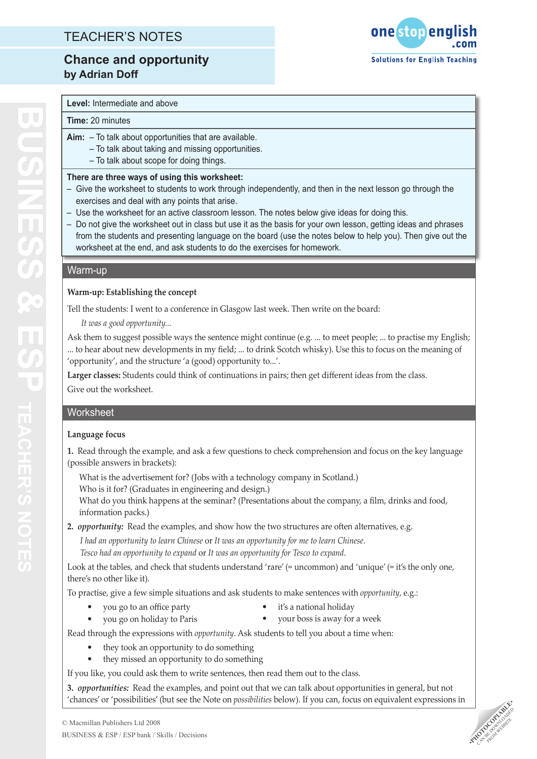# TEACHER'S NOTES

## Chance and opportunity

**by Adrian Doff**

**Level:** Intermediate and above

**Time:** 20 minutes

**Aim:**
- To talk about opportunities that are available.
- To talk about taking and missing opportunities.
- To talk about scope for doing things.

**There are three ways of using this worksheet:**

- Give the worksheet to students to work through independently, and then in the next lesson go through the exercises and deal with any points that arise.
- Use the worksheet for an active classroom lesson. The notes below give ideas for doing this.
- Do not give the worksheet out in class but use it as the basis for your own lesson, getting ideas and phrases from the students and presenting language on the board (use the notes below to help you). Then give out the worksheet at the end, and ask students to do the exercises for homework.

## Warm-up

**Warm-up: Establishing the concept**

Tell the students: I went to a conference in Glasgow last week. Then write on the board:

*It was a good opportunity...*

Ask them to suggest possible ways the sentence might continue (e.g. ... to meet people; ... to practise my English; ... to hear about new developments in my field; ... to drink Scotch whisky). Use this to focus on the meaning of 'opportunity', and the structure 'a (good) opportunity to...'.

**Larger classes:** Students could think of continuations in pairs; then get different ideas from the class.

Give out the worksheet.

## Worksheet

**Language focus**

**1.** Read through the example, and ask a few questions to check comprehension and focus on the key language (possible answers in brackets):

What is the advertisement for? (Jobs with a technology company in Scotland.)
Who is it for? (Graduates in engineering and design.)
What do you think happens at the seminar? (Presentations about the company, a film, drinks and food, information packs.)

**2.** ***opportunity:*** Read the examples, and show how the two structures are often alternatives, e.g.

*I had an opportunity to learn Chinese* or *It was an opportunity for me to learn Chinese*.
*Tesco had an opportunity to expand* or *It was an opportunity for Tesco to expand*.

Look at the tables, and check that students understand 'rare' (= uncommon) and 'unique' (= it's the only one, there's no other like it).

To practise, give a few simple situations and ask students to make sentences with *opportunity*, e.g.:

- you go to an office party
- you go on holiday to Paris
- it's a national holiday
- your boss is away for a week

Read through the expressions with *opportunity*. Ask students to tell you about a time when:

- they took an opportunity to do something
- they missed an opportunity to do something

If you like, you could ask them to write sentences, then read them out to the class.

**3.** ***opportunities:*** Read the examples, and point out that we can talk about opportunities in general, but not 'chances' or 'possibilities' (but see the Note on *possibilities* below). If you can, focus on equivalent expressions in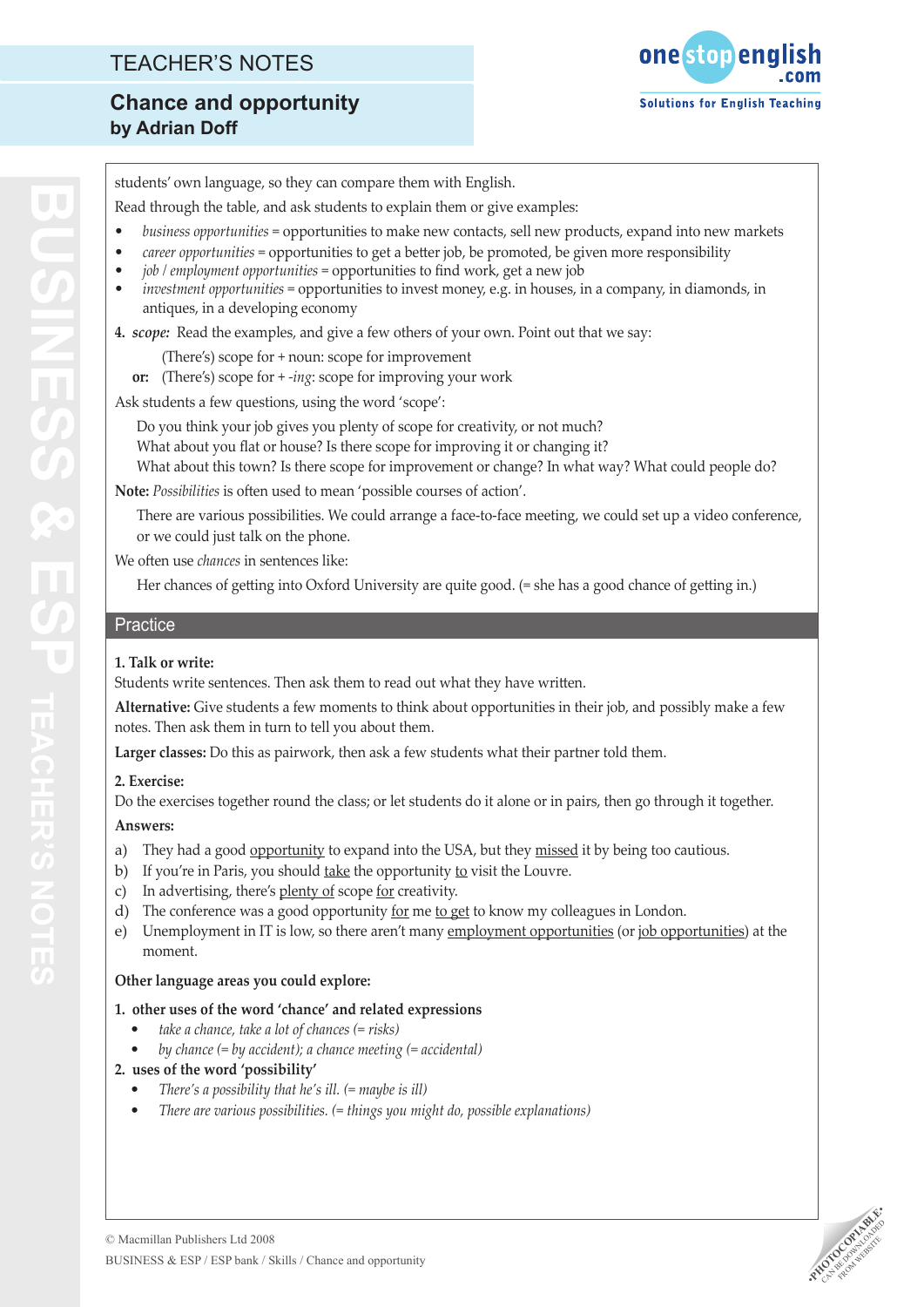students' own language, so they can compare them with English.

Read through the table, and ask students to explain them or give examples:

- *business opportunities* = opportunities to make new contacts, sell new products, expand into new markets
- *career opportunities* = opportunities to get a better job, be promoted, be given more responsibility
- *job / employment opportunities* = opportunities to find work, get a new job
- *investment opportunities* = opportunities to invest money, e.g. in houses, in a company, in diamonds, in antiques, in a developing economy

**4.** ***scope:*** Read the examples, and give a few others of your own. Point out that we say:

(There's) scope for + noun: scope for improvement

**or:** (There's) scope for + *-ing*: scope for improving your work

Ask students a few questions, using the word 'scope':

Do you think your job gives you plenty of scope for creativity, or not much?
What about you flat or house? Is there scope for improving it or changing it?
What about this town? Is there scope for improvement or change? In what way? What could people do?

**Note:** *Possibilities* is often used to mean 'possible courses of action'.

There are various possibilities. We could arrange a face-to-face meeting, we could set up a video conference, or we could just talk on the phone.

We often use *chances* in sentences like:

Her chances of getting into Oxford University are quite good. (= she has a good chance of getting in.)

## Practice

**1. Talk or write:**

Students write sentences. Then ask them to read out what they have written.

**Alternative:** Give students a few moments to think about opportunities in their job, and possibly make a few notes. Then ask them in turn to tell you about them.

**Larger classes:** Do this as pairwork, then ask a few students what their partner told them.

**2. Exercise:**

Do the exercises together round the class; or let students do it alone or in pairs, then go through it together.

**Answers:**

a) They had a good <u>opportunity</u> to expand into the USA, but they <u>missed</u> it by being too cautious.
b) If you're in Paris, you should <u>take</u> the opportunity <u>to</u> visit the Louvre.
c) In advertising, there's <u>plenty of</u> scope <u>for</u> creativity.
d) The conference was a good opportunity <u>for</u> me <u>to get</u> to know my colleagues in London.
e) Unemployment in IT is low, so there aren't many <u>employment opportunities</u> (or <u>job opportunities</u>) at the moment.

**Other language areas you could explore:**

**1. other uses of the word 'chance' and related expressions**

- *take a chance, take a lot of chances (= risks)*
- *by chance (= by accident); a chance meeting (= accidental)*

**2. uses of the word 'possibility'**

- *There's a possibility that he's ill. (= maybe is ill)*
- *There are various possibilities. (= things you might do, possible explanations)*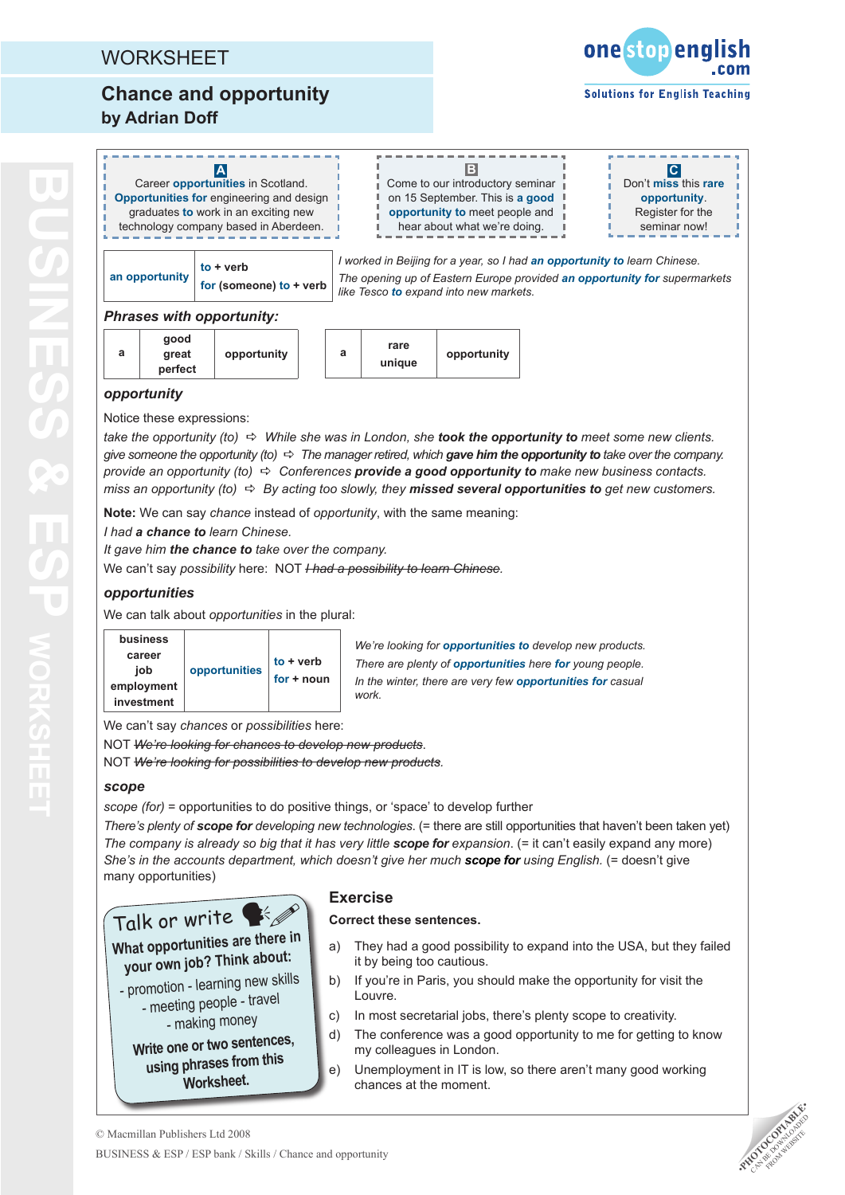# WORKSHEET

## Chance and opportunity

**by Adrian Doff**

**A**

Career **opportunities** in Scotland.
**Opportunities for** engineering and design graduates **to** work in an exciting new technology company based in Aberdeen.

**B**

Come to our introductory seminar on 15 September. This is **a good opportunity to** meet people and hear about what we're doing.

**C**

Don't **miss** this **rare opportunity**. Register for the seminar now!

| | |
|---|---|
| **an opportunity** | **to** + verb<br>**for** (someone) **to** + verb |

*I worked in Beijing for a year, so I had* ***an opportunity to*** *learn Chinese.*
*The opening up of Eastern Europe provided* ***an opportunity for*** *supermarkets like Tesco* ***to*** *expand into new markets.*

### *Phrases with opportunity:*

| | | |
|---|---|---|
| a | good<br>great<br>perfect | opportunity |

| | | |
|---|---|---|
| a | rare<br>unique | opportunity |

### *opportunity*

Notice these expressions:

*take the opportunity (to)* ⇨ *While she was in London, she* ***took the opportunity to*** *meet some new clients.*
*give someone the opportunity (to)* ⇨ *The manager retired, which* ***gave him the opportunity to*** *take over the company.*
*provide an opportunity (to)* ⇨ *Conferences* ***provide a good opportunity to*** *make new business contacts.*
*miss an opportunity (to)* ⇨ *By acting too slowly, they* ***missed several opportunities to*** *get new customers.*

**Note:** We can say *chance* instead of *opportunity*, with the same meaning:
*I had* ***a chance to*** *learn Chinese.*
*It gave him* ***the chance to*** *take over the company.*
We can't say *possibility* here: NOT ~~*I had a possibility to learn Chinese*~~.

### *opportunities*

We can talk about *opportunities* in the plural:

| | | |
|---|---|---|
| **business**<br>**career**<br>**job**<br>**employment**<br>**investment** | **opportunities** | **to** + verb<br>**for** + noun |

*We're looking for* ***opportunities to*** *develop new products.*
*There are plenty of* ***opportunities*** *here* ***for*** *young people.*
*In the winter, there are very few* ***opportunities for*** *casual work.*

We can't say *chances* or *possibilities* here:
NOT ~~*We're looking for chances to develop new products*~~.
NOT ~~*We're looking for possibilities to develop new products*~~.

### *scope*

*scope (for)* = opportunities to do positive things, or 'space' to develop further
*There's plenty of* ***scope for*** *developing new technologies.* (= there are still opportunities that haven't been taken yet)
*The company is already so big that it has very little* ***scope for*** *expansion.* (= it can't easily expand any more)
*She's in the accounts department, which doesn't give her much* ***scope for*** *using English.* (= doesn't give many opportunities)

### Talk or write

**What opportunities are there in your own job? Think about:**
- promotion - learning new skills
- meeting people - travel
- making money

**Write one or two sentences, using phrases from this Worksheet.**

## Exercise

**Correct these sentences.**

a) They had a good possibility to expand into the USA, but they failed it by being too cautious.
b) If you're in Paris, you should make the opportunity for visit the Louvre.
c) In most secretarial jobs, there's plenty scope to creativity.
d) The conference was a good opportunity to me for getting to know my colleagues in London.
e) Unemployment in IT is low, so there aren't many good working chances at the moment.

© Macmillan Publishers Ltd 2008
BUSINESS & ESP / ESP bank / Skills / Chance and opportunity